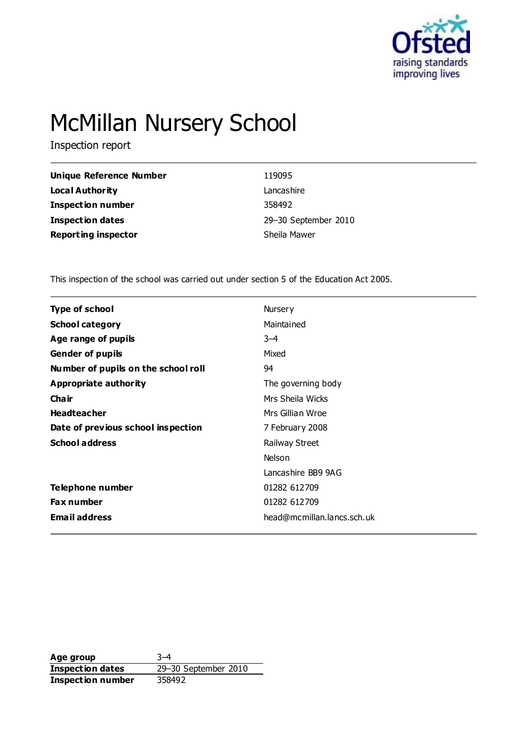# McMillan Nursery School

Inspection report

| | |
|---|---|
| **Unique Reference Number** | 119095 |
| **Local Authority** | Lancashire |
| **Inspection number** | 358492 |
| **Inspection dates** | 29–30 September 2010 |
| **Reporting inspector** | Sheila Mawer |

This inspection of the school was carried out under section 5 of the Education Act 2005.

| | |
|---|---|
| **Type of school** | Nursery |
| **School category** | Maintained |
| **Age range of pupils** | 3–4 |
| **Gender of pupils** | Mixed |
| **Number of pupils on the school roll** | 94 |
| **Appropriate authority** | The governing body |
| **Chair** | Mrs Sheila Wicks |
| **Headteacher** | Mrs Gillian Wroe |
| **Date of previous school inspection** | 7 February 2008 |
| **School address** | Railway Street<br>Nelson<br>Lancashire BB9 9AG |
| **Telephone number** | 01282 612709 |
| **Fax number** | 01282 612709 |
| **Email address** | head@mcmillan.lancs.sch.uk |

| | |
|---|---|
| **Age group** | 3–4 |
| **Inspection dates** | 29–30 September 2010 |
| **Inspection number** | 358492 |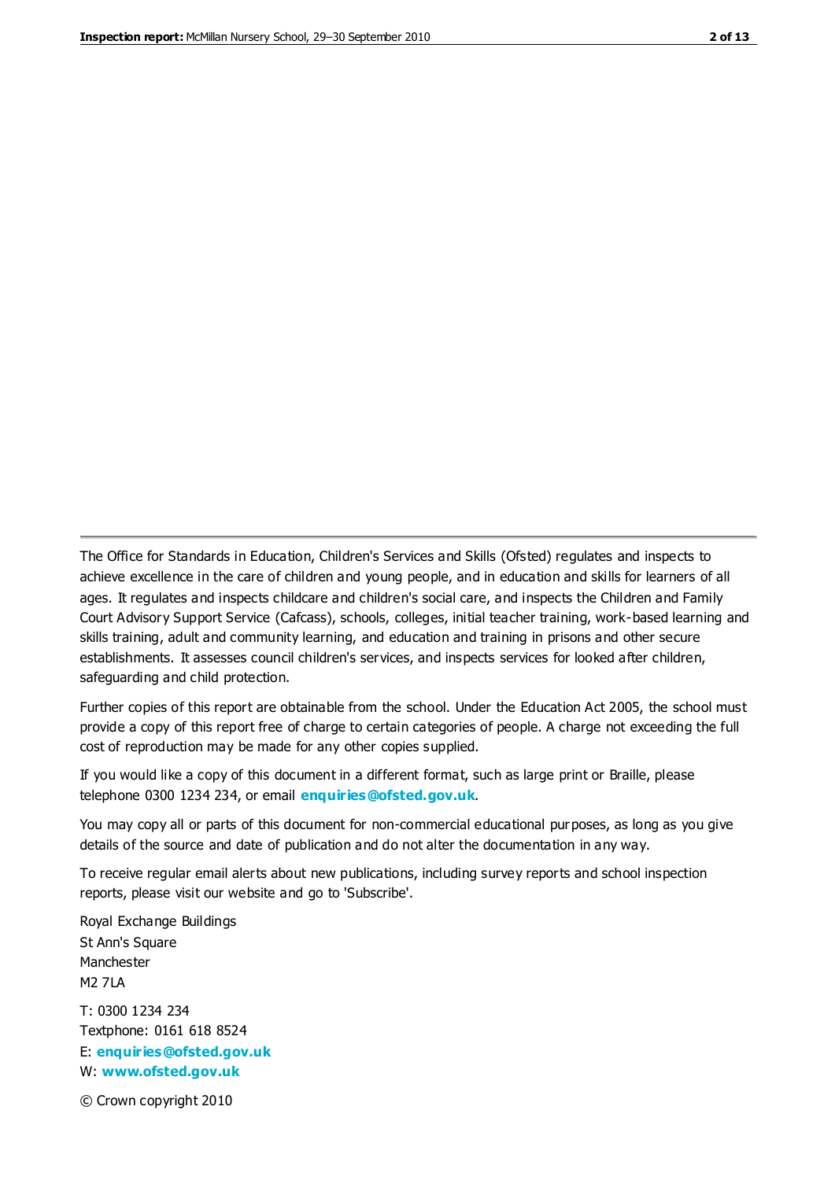The Office for Standards in Education, Children's Services and Skills (Ofsted) regulates and inspects to achieve excellence in the care of children and young people, and in education and skills for learners of all ages. It regulates and inspects childcare and children's social care, and inspects the Children and Family Court Advisory Support Service (Cafcass), schools, colleges, initial teacher training, work-based learning and skills training, adult and community learning, and education and training in prisons and other secure establishments. It assesses council children's services, and inspects services for looked after children, safeguarding and child protection.

Further copies of this report are obtainable from the school. Under the Education Act 2005, the school must provide a copy of this report free of charge to certain categories of people. A charge not exceeding the full cost of reproduction may be made for any other copies supplied.

If you would like a copy of this document in a different format, such as large print or Braille, please telephone 0300 1234 234, or email **enquiries@ofsted.gov.uk**.

You may copy all or parts of this document for non-commercial educational purposes, as long as you give details of the source and date of publication and do not alter the documentation in any way.

To receive regular email alerts about new publications, including survey reports and school inspection reports, please visit our website and go to 'Subscribe'.

Royal Exchange Buildings
St Ann's Square
Manchester
M2 7LA

T: 0300 1234 234
Textphone: 0161 618 8524
E: **enquiries@ofsted.gov.uk**
W: **www.ofsted.gov.uk**

© Crown copyright 2010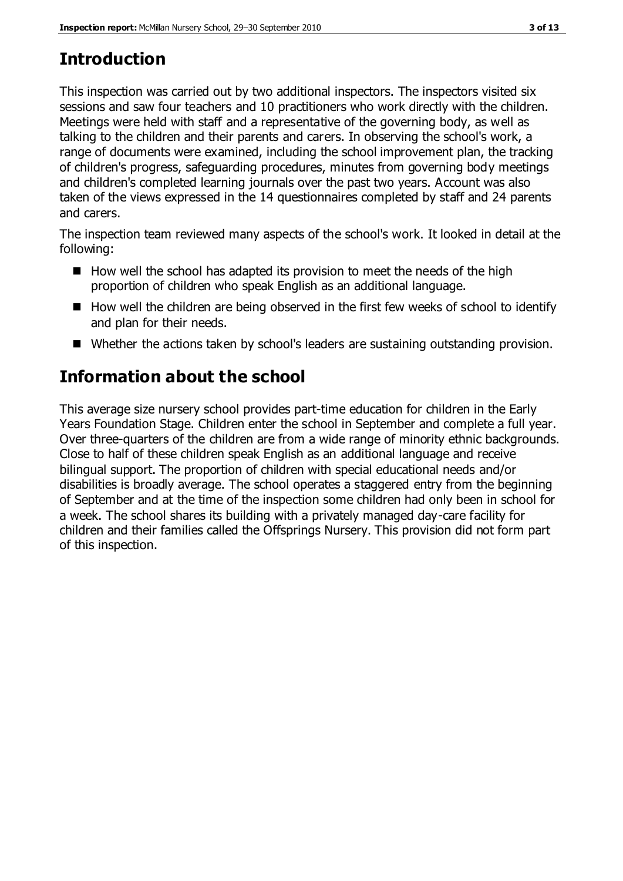## Introduction

This inspection was carried out by two additional inspectors. The inspectors visited six sessions and saw four teachers and 10 practitioners who work directly with the children. Meetings were held with staff and a representative of the governing body, as well as talking to the children and their parents and carers. In observing the school's work, a range of documents were examined, including the school improvement plan, the tracking of children's progress, safeguarding procedures, minutes from governing body meetings and children's completed learning journals over the past two years. Account was also taken of the views expressed in the 14 questionnaires completed by staff and 24 parents and carers.

The inspection team reviewed many aspects of the school's work. It looked in detail at the following:

- How well the school has adapted its provision to meet the needs of the high proportion of children who speak English as an additional language.
- How well the children are being observed in the first few weeks of school to identify and plan for their needs.
- Whether the actions taken by school's leaders are sustaining outstanding provision.

## Information about the school

This average size nursery school provides part-time education for children in the Early Years Foundation Stage. Children enter the school in September and complete a full year. Over three-quarters of the children are from a wide range of minority ethnic backgrounds. Close to half of these children speak English as an additional language and receive bilingual support. The proportion of children with special educational needs and/or disabilities is broadly average. The school operates a staggered entry from the beginning of September and at the time of the inspection some children had only been in school for a week. The school shares its building with a privately managed day-care facility for children and their families called the Offsprings Nursery. This provision did not form part of this inspection.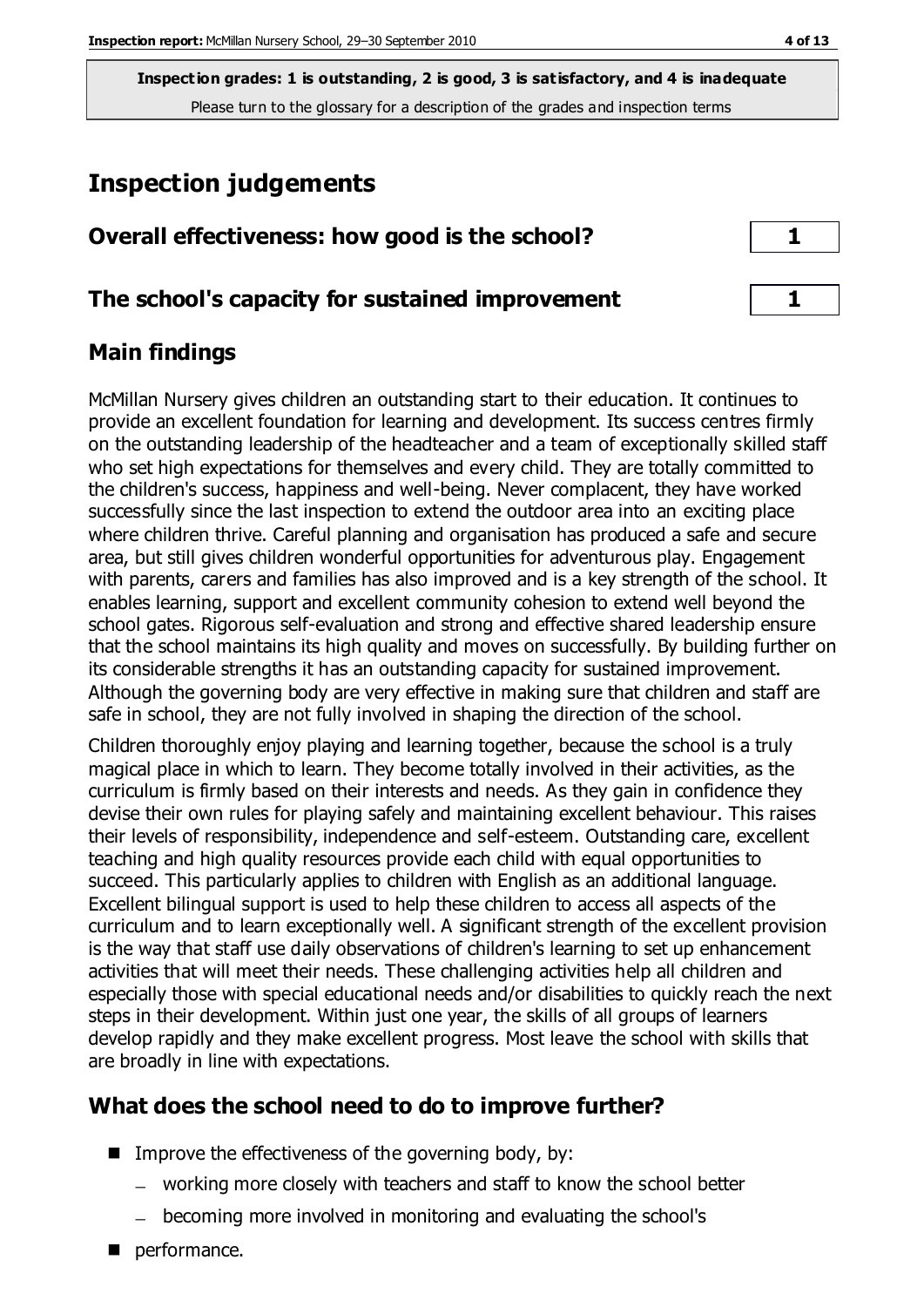**Inspection grades: 1 is outstanding, 2 is good, 3 is satisfactory, and 4 is inadequate**
Please turn to the glossary for a description of the grades and inspection terms

# Inspection judgements

| | |
|---|---|
| **Overall effectiveness: how good is the school?** | **1** |
| **The school's capacity for sustained improvement** | **1** |

## Main findings

McMillan Nursery gives children an outstanding start to their education. It continues to provide an excellent foundation for learning and development. Its success centres firmly on the outstanding leadership of the headteacher and a team of exceptionally skilled staff who set high expectations for themselves and every child. They are totally committed to the children's success, happiness and well-being. Never complacent, they have worked successfully since the last inspection to extend the outdoor area into an exciting place where children thrive. Careful planning and organisation has produced a safe and secure area, but still gives children wonderful opportunities for adventurous play. Engagement with parents, carers and families has also improved and is a key strength of the school. It enables learning, support and excellent community cohesion to extend well beyond the school gates. Rigorous self-evaluation and strong and effective shared leadership ensure that the school maintains its high quality and moves on successfully. By building further on its considerable strengths it has an outstanding capacity for sustained improvement. Although the governing body are very effective in making sure that children and staff are safe in school, they are not fully involved in shaping the direction of the school.

Children thoroughly enjoy playing and learning together, because the school is a truly magical place in which to learn. They become totally involved in their activities, as the curriculum is firmly based on their interests and needs. As they gain in confidence they devise their own rules for playing safely and maintaining excellent behaviour. This raises their levels of responsibility, independence and self-esteem. Outstanding care, excellent teaching and high quality resources provide each child with equal opportunities to succeed. This particularly applies to children with English as an additional language. Excellent bilingual support is used to help these children to access all aspects of the curriculum and to learn exceptionally well. A significant strength of the excellent provision is the way that staff use daily observations of children's learning to set up enhancement activities that will meet their needs. These challenging activities help all children and especially those with special educational needs and/or disabilities to quickly reach the next steps in their development. Within just one year, the skills of all groups of learners develop rapidly and they make excellent progress. Most leave the school with skills that are broadly in line with expectations.

## What does the school need to do to improve further?

- Improve the effectiveness of the governing body, by:
  - working more closely with teachers and staff to know the school better
  - becoming more involved in monitoring and evaluating the school's
- performance.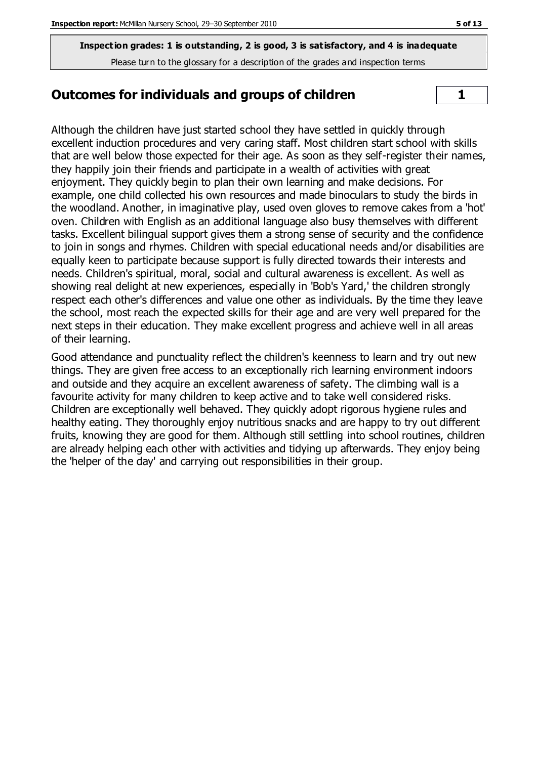**Inspection grades: 1 is outstanding, 2 is good, 3 is satisfactory, and 4 is inadequate**
Please turn to the glossary for a description of the grades and inspection terms

## Outcomes for individuals and groups of children **1**

Although the children have just started school they have settled in quickly through excellent induction procedures and very caring staff. Most children start school with skills that are well below those expected for their age. As soon as they self-register their names, they happily join their friends and participate in a wealth of activities with great enjoyment. They quickly begin to plan their own learning and make decisions. For example, one child collected his own resources and made binoculars to study the birds in the woodland. Another, in imaginative play, used oven gloves to remove cakes from a 'hot' oven. Children with English as an additional language also busy themselves with different tasks. Excellent bilingual support gives them a strong sense of security and the confidence to join in songs and rhymes. Children with special educational needs and/or disabilities are equally keen to participate because support is fully directed towards their interests and needs. Children's spiritual, moral, social and cultural awareness is excellent. As well as showing real delight at new experiences, especially in 'Bob's Yard,' the children strongly respect each other's differences and value one other as individuals. By the time they leave the school, most reach the expected skills for their age and are very well prepared for the next steps in their education. They make excellent progress and achieve well in all areas of their learning.

Good attendance and punctuality reflect the children's keenness to learn and try out new things. They are given free access to an exceptionally rich learning environment indoors and outside and they acquire an excellent awareness of safety. The climbing wall is a favourite activity for many children to keep active and to take well considered risks. Children are exceptionally well behaved. They quickly adopt rigorous hygiene rules and healthy eating. They thoroughly enjoy nutritious snacks and are happy to try out different fruits, knowing they are good for them. Although still settling into school routines, children are already helping each other with activities and tidying up afterwards. They enjoy being the 'helper of the day' and carrying out responsibilities in their group.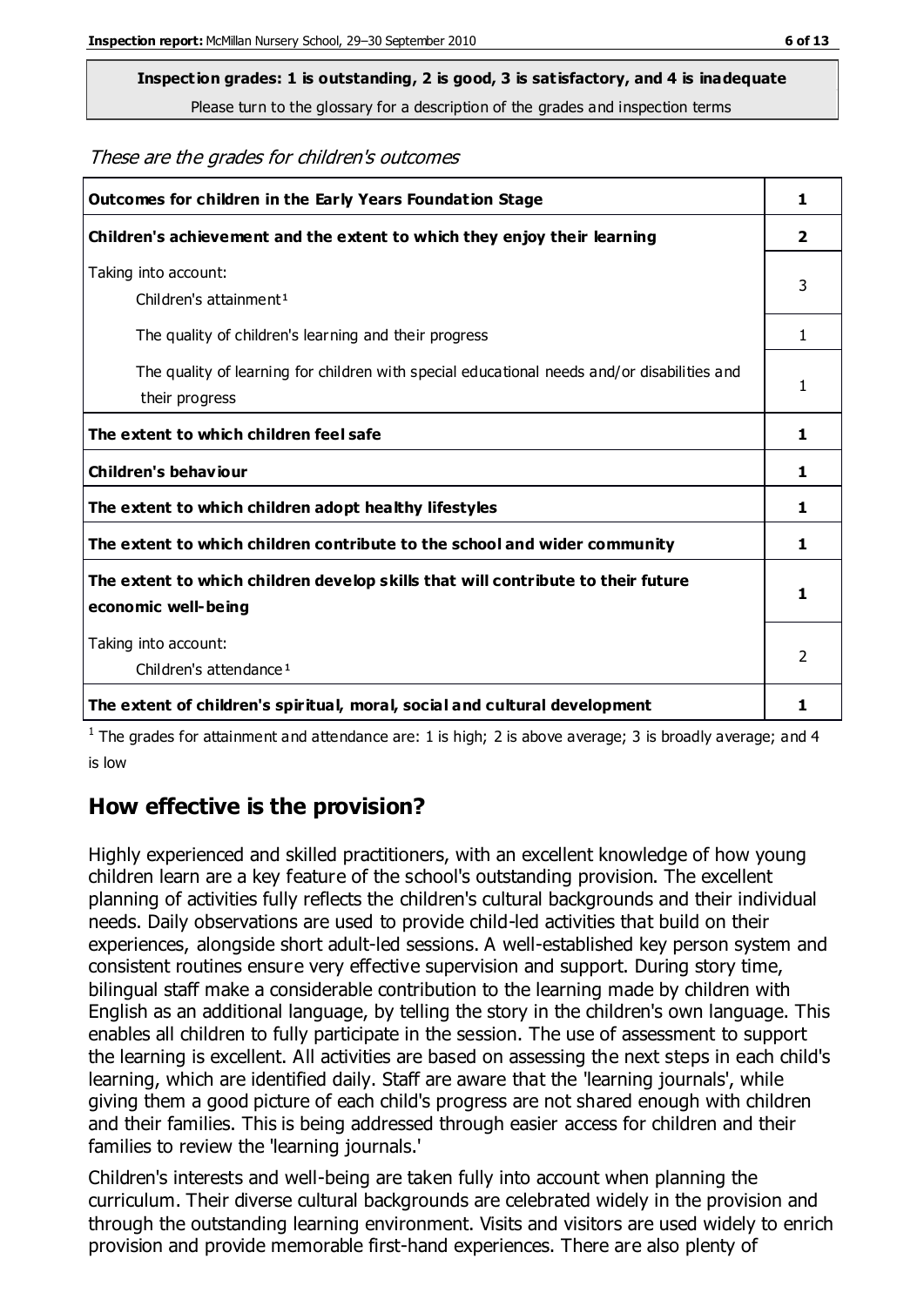**Inspection grades: 1 is outstanding, 2 is good, 3 is satisfactory, and 4 is inadequate**
Please turn to the glossary for a description of the grades and inspection terms

*These are the grades for children's outcomes*

| | |
|---|---|
| **Outcomes for children in the Early Years Foundation Stage** | **1** |
| **Children's achievement and the extent to which they enjoy their learning** | **2** |
| Taking into account: Children's attainment [1] | 3 |
| The quality of children's learning and their progress | 1 |
| The quality of learning for children with special educational needs and/or disabilities and their progress | 1 |
| **The extent to which children feel safe** | **1** |
| **Children's behaviour** | **1** |
| **The extent to which children adopt healthy lifestyles** | **1** |
| **The extent to which children contribute to the school and wider community** | **1** |
| **The extent to which children develop skills that will contribute to their future economic well-being** | **1** |
| Taking into account: Children's attendance [1] | 2 |
| **The extent of children's spiritual, moral, social and cultural development** | **1** |

[1] The grades for attainment and attendance are: 1 is high; 2 is above average; 3 is broadly average; and 4 is low

## How effective is the provision?

Highly experienced and skilled practitioners, with an excellent knowledge of how young children learn are a key feature of the school's outstanding provision. The excellent planning of activities fully reflects the children's cultural backgrounds and their individual needs. Daily observations are used to provide child-led activities that build on their experiences, alongside short adult-led sessions. A well-established key person system and consistent routines ensure very effective supervision and support. During story time, bilingual staff make a considerable contribution to the learning made by children with English as an additional language, by telling the story in the children's own language. This enables all children to fully participate in the session. The use of assessment to support the learning is excellent. All activities are based on assessing the next steps in each child's learning, which are identified daily. Staff are aware that the 'learning journals', while giving them a good picture of each child's progress are not shared enough with children and their families. This is being addressed through easier access for children and their families to review the 'learning journals.'

Children's interests and well-being are taken fully into account when planning the curriculum. Their diverse cultural backgrounds are celebrated widely in the provision and through the outstanding learning environment. Visits and visitors are used widely to enrich provision and provide memorable first-hand experiences. There are also plenty of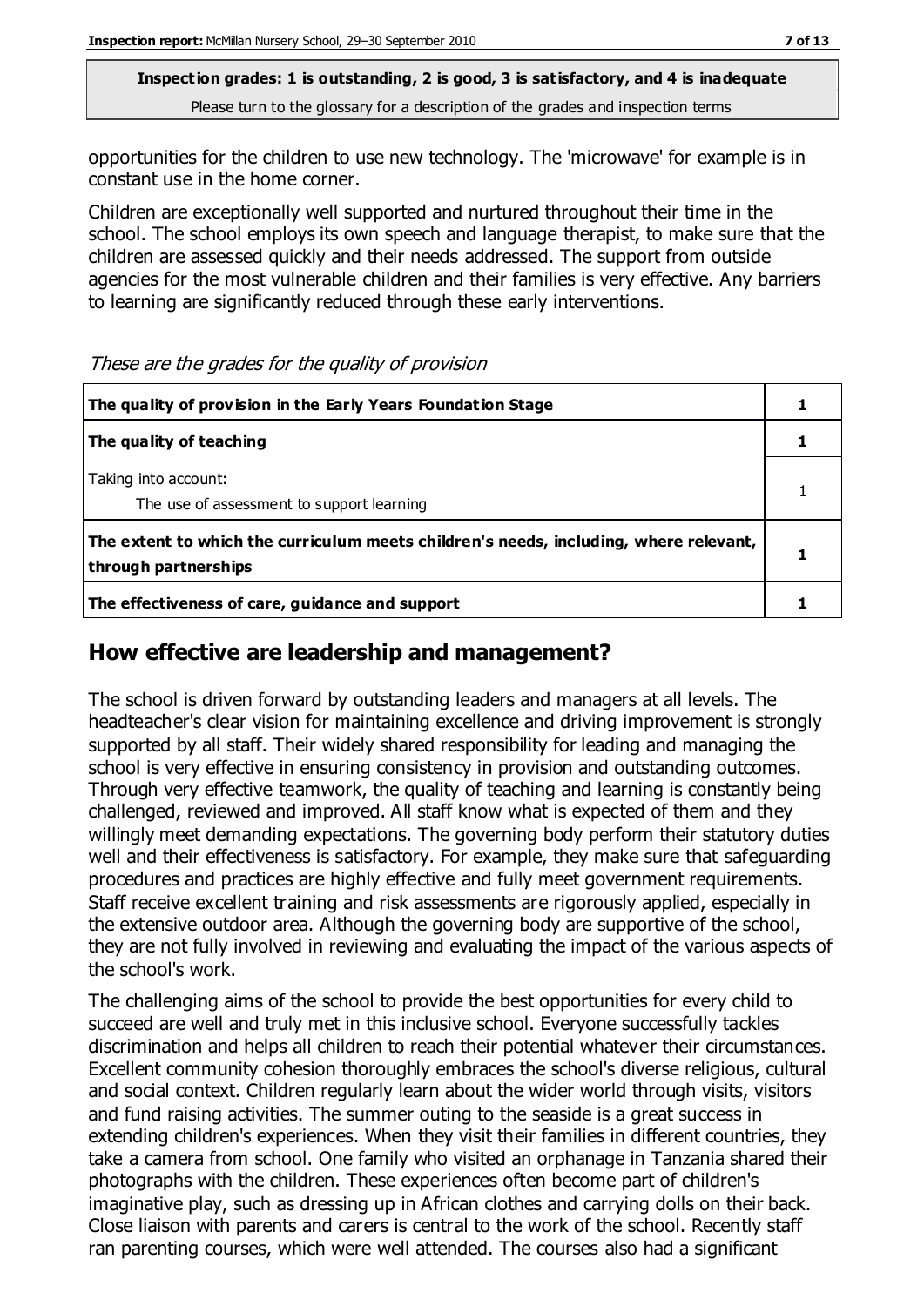**Inspection grades: 1 is outstanding, 2 is good, 3 is satisfactory, and 4 is inadequate**
Please turn to the glossary for a description of the grades and inspection terms

opportunities for the children to use new technology. The 'microwave' for example is in constant use in the home corner.

Children are exceptionally well supported and nurtured throughout their time in the school. The school employs its own speech and language therapist, to make sure that the children are assessed quickly and their needs addressed. The support from outside agencies for the most vulnerable children and their families is very effective. Any barriers to learning are significantly reduced through these early interventions.

*These are the grades for the quality of provision*

| | |
|---|---|
| **The quality of provision in the Early Years Foundation Stage** | **1** |
| **The quality of teaching** | **1** |
| Taking into account: The use of assessment to support learning | 1 |
| **The extent to which the curriculum meets children's needs, including, where relevant, through partnerships** | **1** |
| **The effectiveness of care, guidance and support** | **1** |

## How effective are leadership and management?

The school is driven forward by outstanding leaders and managers at all levels. The headteacher's clear vision for maintaining excellence and driving improvement is strongly supported by all staff. Their widely shared responsibility for leading and managing the school is very effective in ensuring consistency in provision and outstanding outcomes. Through very effective teamwork, the quality of teaching and learning is constantly being challenged, reviewed and improved. All staff know what is expected of them and they willingly meet demanding expectations. The governing body perform their statutory duties well and their effectiveness is satisfactory. For example, they make sure that safeguarding procedures and practices are highly effective and fully meet government requirements. Staff receive excellent training and risk assessments are rigorously applied, especially in the extensive outdoor area. Although the governing body are supportive of the school, they are not fully involved in reviewing and evaluating the impact of the various aspects of the school's work.

The challenging aims of the school to provide the best opportunities for every child to succeed are well and truly met in this inclusive school. Everyone successfully tackles discrimination and helps all children to reach their potential whatever their circumstances. Excellent community cohesion thoroughly embraces the school's diverse religious, cultural and social context. Children regularly learn about the wider world through visits, visitors and fund raising activities. The summer outing to the seaside is a great success in extending children's experiences. When they visit their families in different countries, they take a camera from school. One family who visited an orphanage in Tanzania shared their photographs with the children. These experiences often become part of children's imaginative play, such as dressing up in African clothes and carrying dolls on their back. Close liaison with parents and carers is central to the work of the school. Recently staff ran parenting courses, which were well attended. The courses also had a significant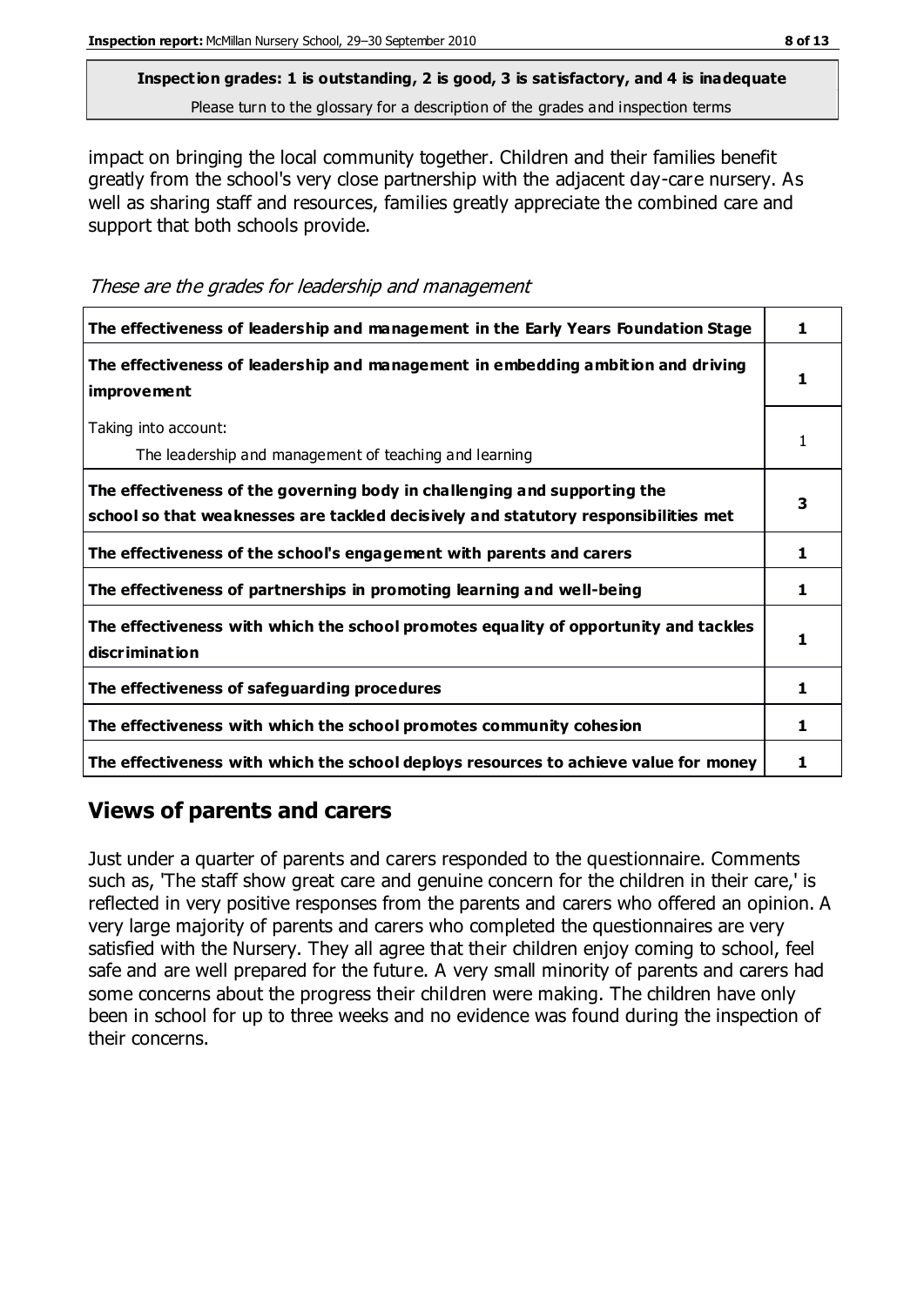**Inspection grades: 1 is outstanding, 2 is good, 3 is satisfactory, and 4 is inadequate**
Please turn to the glossary for a description of the grades and inspection terms

impact on bringing the local community together. Children and their families benefit greatly from the school's very close partnership with the adjacent day-care nursery. As well as sharing staff and resources, families greatly appreciate the combined care and support that both schools provide.

*These are the grades for leadership and management*

| | |
|---|---|
| **The effectiveness of leadership and management in the Early Years Foundation Stage** | **1** |
| **The effectiveness of leadership and management in embedding ambition and driving improvement** | **1** |
| Taking into account: <br> The leadership and management of teaching and learning | 1 |
| **The effectiveness of the governing body in challenging and supporting the school so that weaknesses are tackled decisively and statutory responsibilities met** | **3** |
| **The effectiveness of the school's engagement with parents and carers** | **1** |
| **The effectiveness of partnerships in promoting learning and well-being** | **1** |
| **The effectiveness with which the school promotes equality of opportunity and tackles discrimination** | **1** |
| **The effectiveness of safeguarding procedures** | **1** |
| **The effectiveness with which the school promotes community cohesion** | **1** |
| **The effectiveness with which the school deploys resources to achieve value for money** | **1** |

## Views of parents and carers

Just under a quarter of parents and carers responded to the questionnaire. Comments such as, 'The staff show great care and genuine concern for the children in their care,' is reflected in very positive responses from the parents and carers who offered an opinion. A very large majority of parents and carers who completed the questionnaires are very satisfied with the Nursery. They all agree that their children enjoy coming to school, feel safe and are well prepared for the future. A very small minority of parents and carers had some concerns about the progress their children were making. The children have only been in school for up to three weeks and no evidence was found during the inspection of their concerns.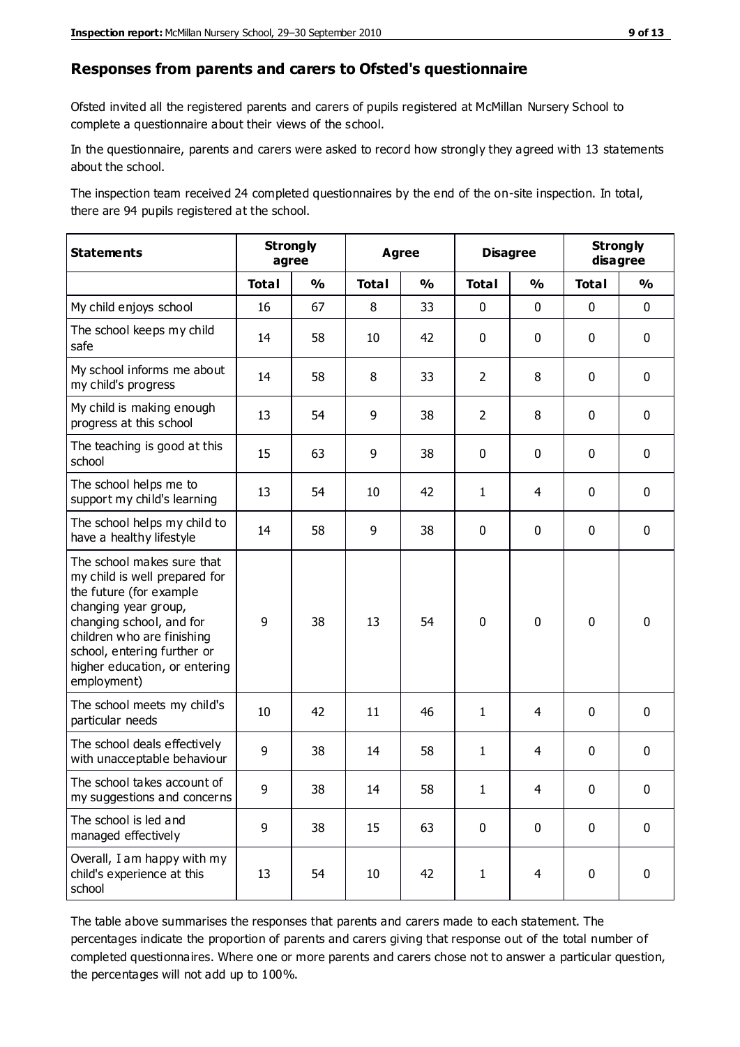## Responses from parents and carers to Ofsted's questionnaire

Ofsted invited all the registered parents and carers of pupils registered at McMillan Nursery School to complete a questionnaire about their views of the school.

In the questionnaire, parents and carers were asked to record how strongly they agreed with 13 statements about the school.

The inspection team received 24 completed questionnaires by the end of the on-site inspection. In total, there are 94 pupils registered at the school.

| Statements | Strongly agree | | Agree | | Disagree | | Strongly disagree | |
|---|---|---|---|---|---|---|---|---|
| | Total | % | Total | % | Total | % | Total | % |
| My child enjoys school | 16 | 67 | 8 | 33 | 0 | 0 | 0 | 0 |
| The school keeps my child safe | 14 | 58 | 10 | 42 | 0 | 0 | 0 | 0 |
| My school informs me about my child's progress | 14 | 58 | 8 | 33 | 2 | 8 | 0 | 0 |
| My child is making enough progress at this school | 13 | 54 | 9 | 38 | 2 | 8 | 0 | 0 |
| The teaching is good at this school | 15 | 63 | 9 | 38 | 0 | 0 | 0 | 0 |
| The school helps me to support my child's learning | 13 | 54 | 10 | 42 | 1 | 4 | 0 | 0 |
| The school helps my child to have a healthy lifestyle | 14 | 58 | 9 | 38 | 0 | 0 | 0 | 0 |
| The school makes sure that my child is well prepared for the future (for example changing year group, changing school, and for children who are finishing school, entering further or higher education, or entering employment) | 9 | 38 | 13 | 54 | 0 | 0 | 0 | 0 |
| The school meets my child's particular needs | 10 | 42 | 11 | 46 | 1 | 4 | 0 | 0 |
| The school deals effectively with unacceptable behaviour | 9 | 38 | 14 | 58 | 1 | 4 | 0 | 0 |
| The school takes account of my suggestions and concerns | 9 | 38 | 14 | 58 | 1 | 4 | 0 | 0 |
| The school is led and managed effectively | 9 | 38 | 15 | 63 | 0 | 0 | 0 | 0 |
| Overall, I am happy with my child's experience at this school | 13 | 54 | 10 | 42 | 1 | 4 | 0 | 0 |

The table above summarises the responses that parents and carers made to each statement. The percentages indicate the proportion of parents and carers giving that response out of the total number of completed questionnaires. Where one or more parents and carers chose not to answer a particular question, the percentages will not add up to 100%.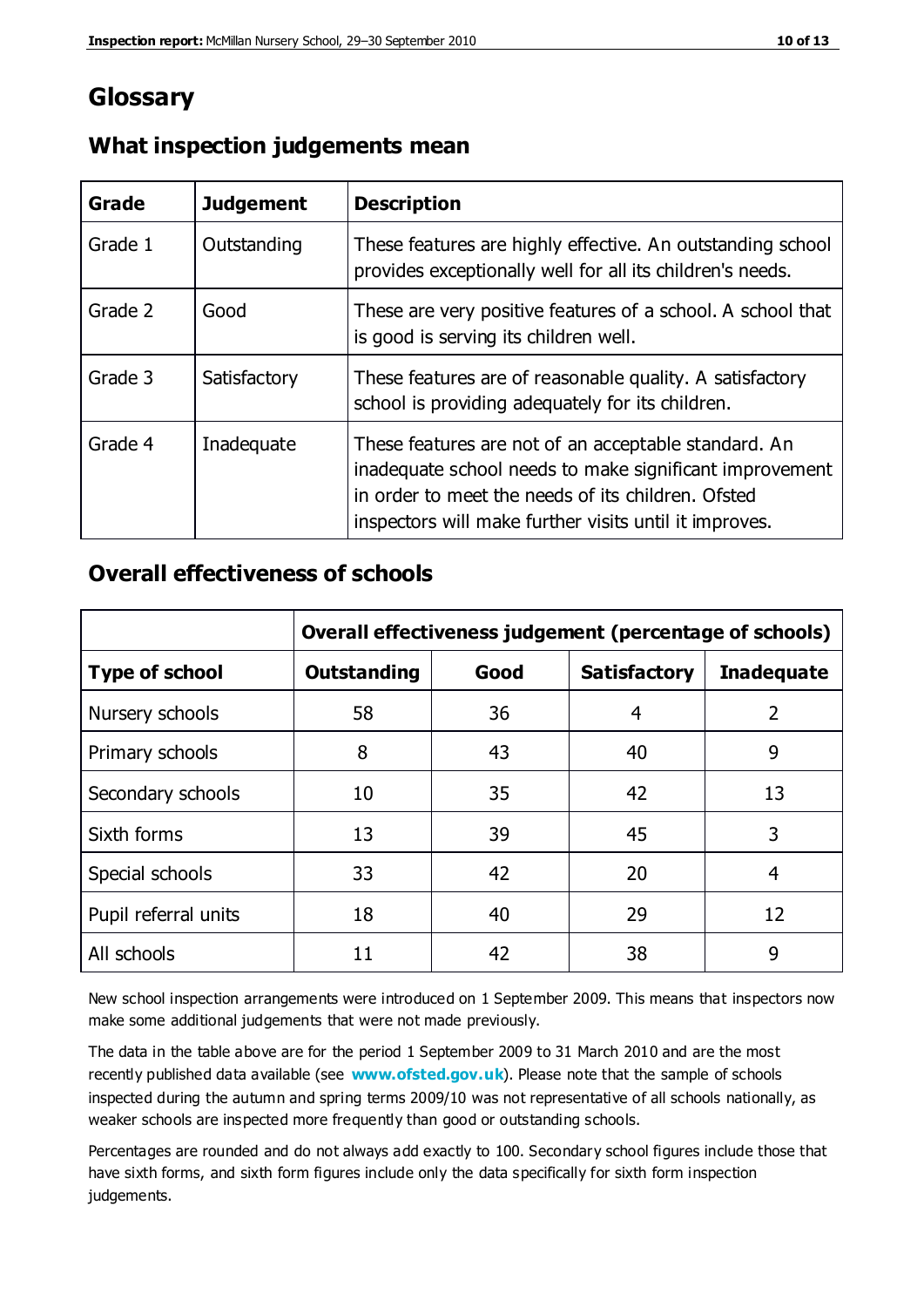# Glossary

## What inspection judgements mean

| Grade | Judgement | Description |
|---|---|---|
| Grade 1 | Outstanding | These features are highly effective. An outstanding school provides exceptionally well for all its children's needs. |
| Grade 2 | Good | These are very positive features of a school. A school that is good is serving its children well. |
| Grade 3 | Satisfactory | These features are of reasonable quality. A satisfactory school is providing adequately for its children. |
| Grade 4 | Inadequate | These features are not of an acceptable standard. An inadequate school needs to make significant improvement in order to meet the needs of its children. Ofsted inspectors will make further visits until it improves. |

## Overall effectiveness of schools

| | Overall effectiveness judgement (percentage of schools) | | | |
|---|---|---|---|---|
| **Type of school** | **Outstanding** | **Good** | **Satisfactory** | **Inadequate** |
| Nursery schools | 58 | 36 | 4 | 2 |
| Primary schools | 8 | 43 | 40 | 9 |
| Secondary schools | 10 | 35 | 42 | 13 |
| Sixth forms | 13 | 39 | 45 | 3 |
| Special schools | 33 | 42 | 20 | 4 |
| Pupil referral units | 18 | 40 | 29 | 12 |
| All schools | 11 | 42 | 38 | 9 |

New school inspection arrangements were introduced on 1 September 2009. This means that inspectors now make some additional judgements that were not made previously.

The data in the table above are for the period 1 September 2009 to 31 March 2010 and are the most recently published data available (see **www.ofsted.gov.uk**). Please note that the sample of schools inspected during the autumn and spring terms 2009/10 was not representative of all schools nationally, as weaker schools are inspected more frequently than good or outstanding schools.

Percentages are rounded and do not always add exactly to 100. Secondary school figures include those that have sixth forms, and sixth form figures include only the data specifically for sixth form inspection judgements.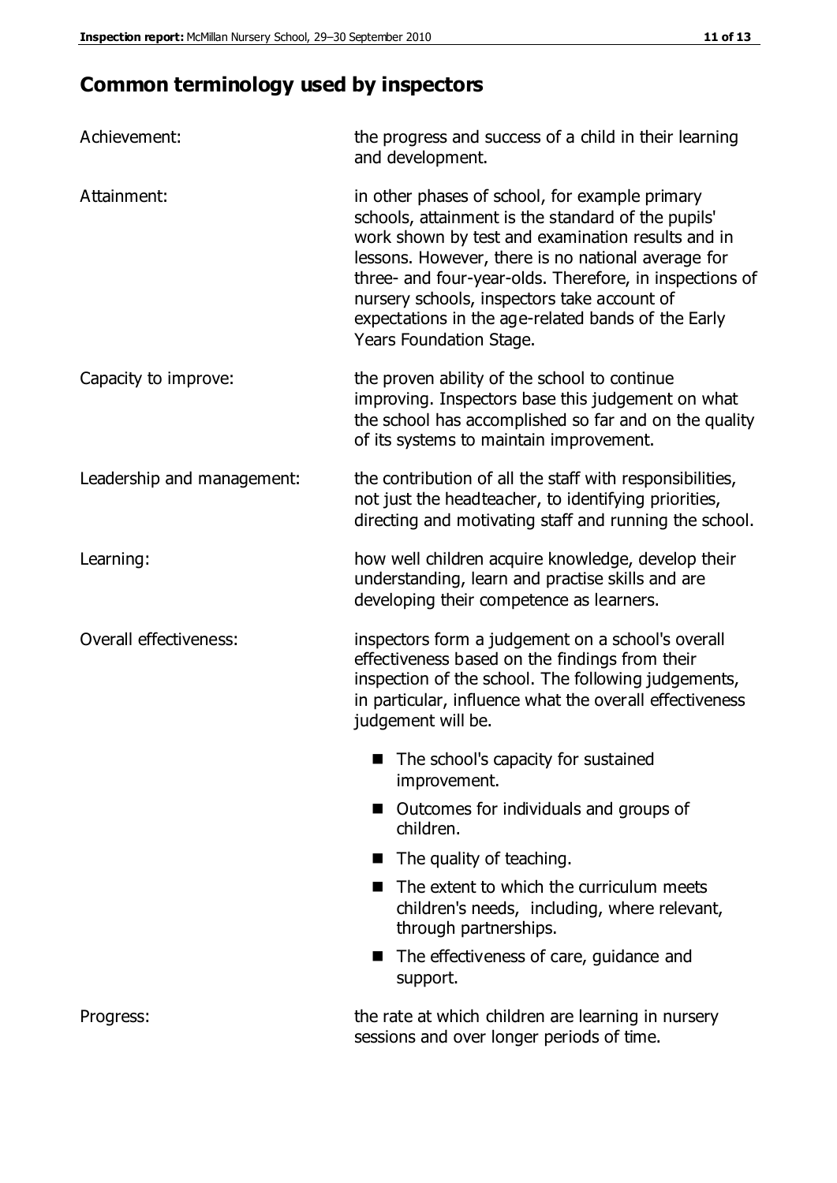## Common terminology used by inspectors

| | |
|---|---|
| Achievement: | the progress and success of a child in their learning and development. |
| Attainment: | in other phases of school, for example primary schools, attainment is the standard of the pupils' work shown by test and examination results and in lessons. However, there is no national average for three- and four-year-olds. Therefore, in inspections of nursery schools, inspectors take account of expectations in the age-related bands of the Early Years Foundation Stage. |
| Capacity to improve: | the proven ability of the school to continue improving. Inspectors base this judgement on what the school has accomplished so far and on the quality of its systems to maintain improvement. |
| Leadership and management: | the contribution of all the staff with responsibilities, not just the headteacher, to identifying priorities, directing and motivating staff and running the school. |
| Learning: | how well children acquire knowledge, develop their understanding, learn and practise skills and are developing their competence as learners. |
| Overall effectiveness: | inspectors form a judgement on a school's overall effectiveness based on the findings from their inspection of the school. The following judgements, in particular, influence what the overall effectiveness judgement will be.<br>■ The school's capacity for sustained improvement.<br>■ Outcomes for individuals and groups of children.<br>■ The quality of teaching.<br>■ The extent to which the curriculum meets children's needs, including, where relevant, through partnerships.<br>■ The effectiveness of care, guidance and support. |
| Progress: | the rate at which children are learning in nursery sessions and over longer periods of time. |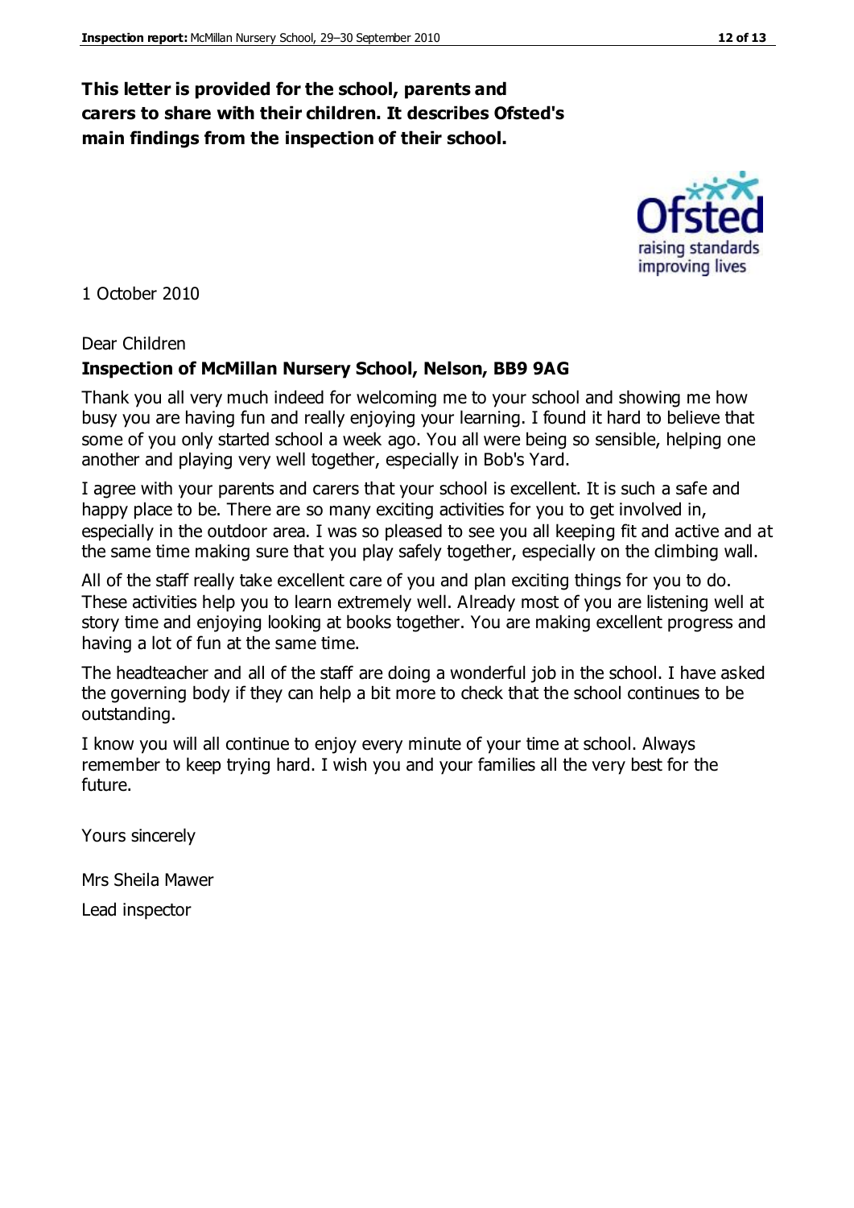**This letter is provided for the school, parents and carers to share with their children. It describes Ofsted's main findings from the inspection of their school.**

1 October 2010

Dear Children

**Inspection of McMillan Nursery School, Nelson, BB9 9AG**

Thank you all very much indeed for welcoming me to your school and showing me how busy you are having fun and really enjoying your learning. I found it hard to believe that some of you only started school a week ago. You all were being so sensible, helping one another and playing very well together, especially in Bob's Yard.

I agree with your parents and carers that your school is excellent. It is such a safe and happy place to be. There are so many exciting activities for you to get involved in, especially in the outdoor area. I was so pleased to see you all keeping fit and active and at the same time making sure that you play safely together, especially on the climbing wall.

All of the staff really take excellent care of you and plan exciting things for you to do. These activities help you to learn extremely well. Already most of you are listening well at story time and enjoying looking at books together. You are making excellent progress and having a lot of fun at the same time.

The headteacher and all of the staff are doing a wonderful job in the school. I have asked the governing body if they can help a bit more to check that the school continues to be outstanding.

I know you will all continue to enjoy every minute of your time at school. Always remember to keep trying hard. I wish you and your families all the very best for the future.

Yours sincerely

Mrs Sheila Mawer

Lead inspector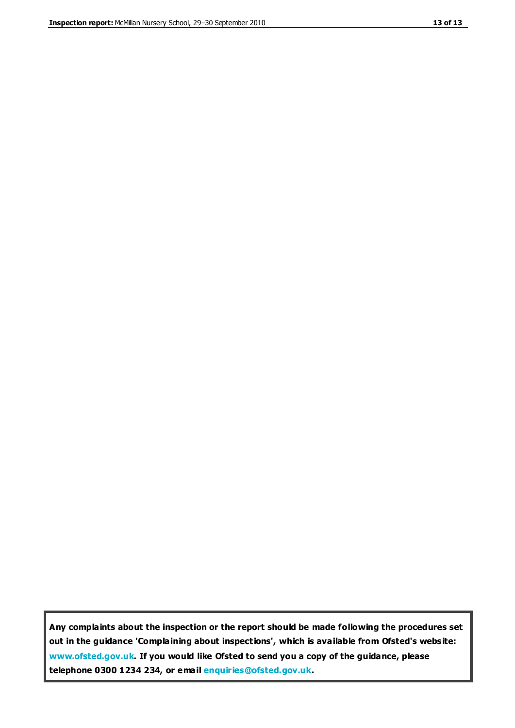**Any complaints about the inspection or the report should be made following the procedures set out in the guidance 'Complaining about inspections', which is available from Ofsted's website: www.ofsted.gov.uk. If you would like Ofsted to send you a copy of the guidance, please telephone 0300 1234 234, or email enquiries@ofsted.gov.uk.**